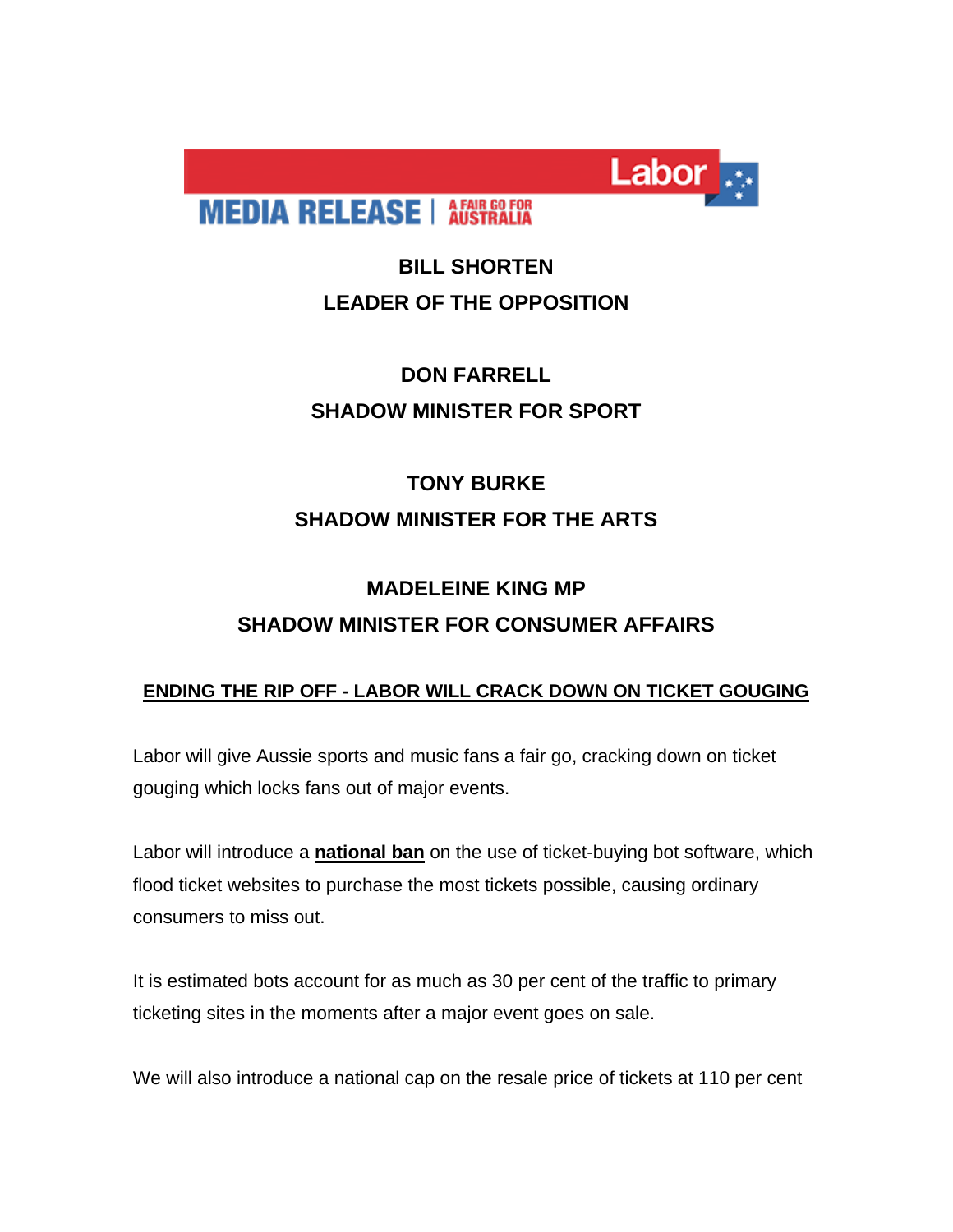MEDIA RELEASE | A FAIR GO FOR AUSTRALIA

Labor

**BILL SHORTEN**
**LEADER OF THE OPPOSITION**

**DON FARRELL**
**SHADOW MINISTER FOR SPORT**

**TONY BURKE**
**SHADOW MINISTER FOR THE ARTS**

**MADELEINE KING MP**
**SHADOW MINISTER FOR CONSUMER AFFAIRS**

## ENDING THE RIP OFF - LABOR WILL CRACK DOWN ON TICKET GOUGING

Labor will give Aussie sports and music fans a fair go, cracking down on ticket gouging which locks fans out of major events.

Labor will introduce a **national ban** on the use of ticket-buying bot software, which flood ticket websites to purchase the most tickets possible, causing ordinary consumers to miss out.

It is estimated bots account for as much as 30 per cent of the traffic to primary ticketing sites in the moments after a major event goes on sale.

We will also introduce a national cap on the resale price of tickets at 110 per cent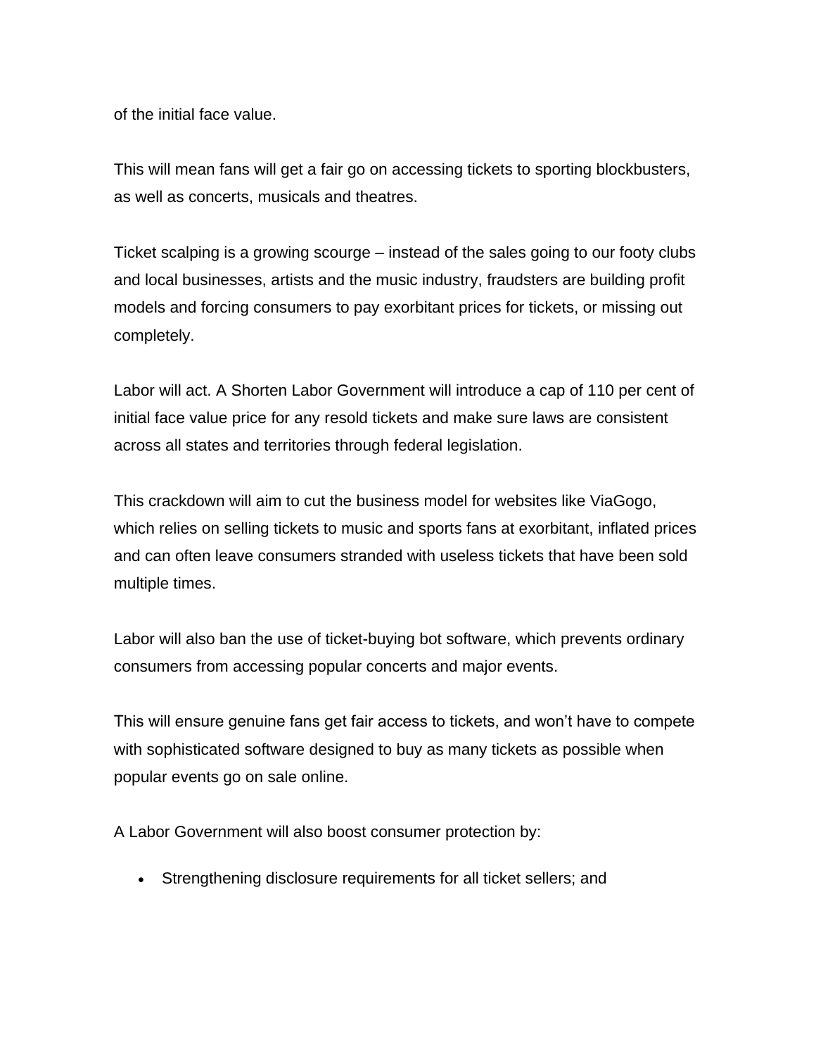of the initial face value.

This will mean fans will get a fair go on accessing tickets to sporting blockbusters, as well as concerts, musicals and theatres.

Ticket scalping is a growing scourge – instead of the sales going to our footy clubs and local businesses, artists and the music industry, fraudsters are building profit models and forcing consumers to pay exorbitant prices for tickets, or missing out completely.

Labor will act. A Shorten Labor Government will introduce a cap of 110 per cent of initial face value price for any resold tickets and make sure laws are consistent across all states and territories through federal legislation.

This crackdown will aim to cut the business model for websites like ViaGogo, which relies on selling tickets to music and sports fans at exorbitant, inflated prices and can often leave consumers stranded with useless tickets that have been sold multiple times.

Labor will also ban the use of ticket-buying bot software, which prevents ordinary consumers from accessing popular concerts and major events.

This will ensure genuine fans get fair access to tickets, and won't have to compete with sophisticated software designed to buy as many tickets as possible when popular events go on sale online.

A Labor Government will also boost consumer protection by:

- Strengthening disclosure requirements for all ticket sellers; and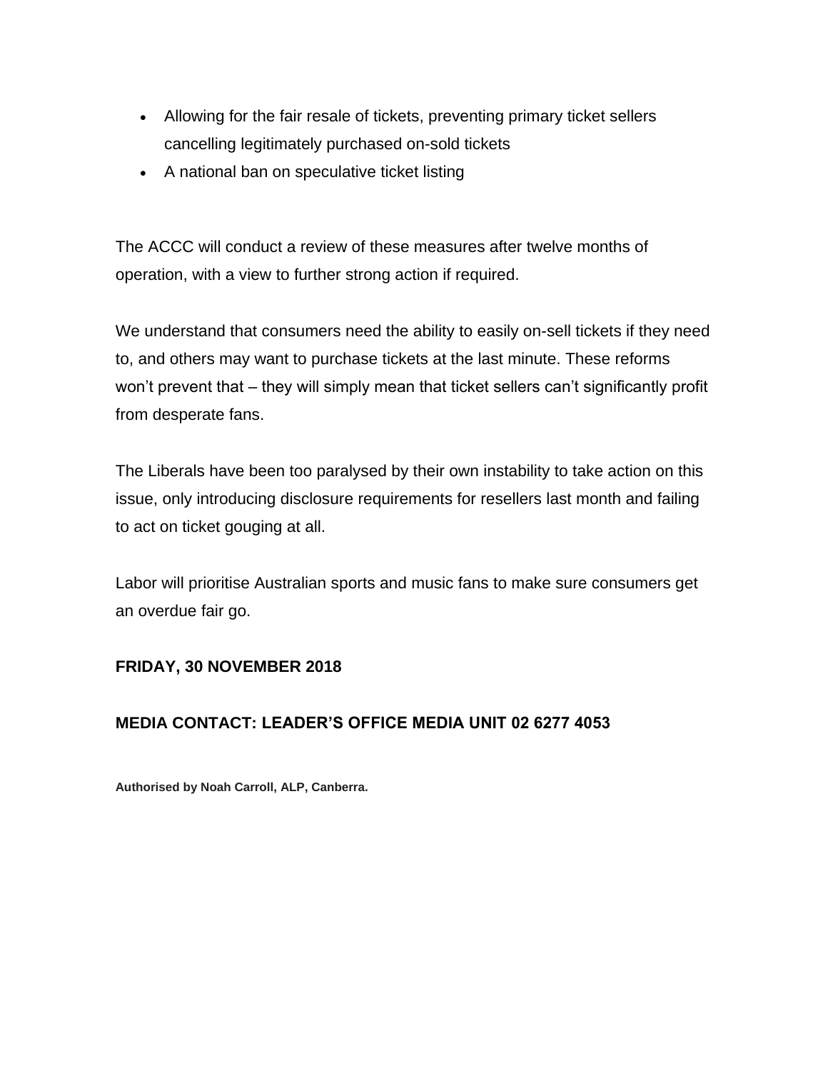- Allowing for the fair resale of tickets, preventing primary ticket sellers cancelling legitimately purchased on-sold tickets
- A national ban on speculative ticket listing

The ACCC will conduct a review of these measures after twelve months of operation, with a view to further strong action if required.

We understand that consumers need the ability to easily on-sell tickets if they need to, and others may want to purchase tickets at the last minute. These reforms won't prevent that – they will simply mean that ticket sellers can't significantly profit from desperate fans.

The Liberals have been too paralysed by their own instability to take action on this issue, only introducing disclosure requirements for resellers last month and failing to act on ticket gouging at all.

Labor will prioritise Australian sports and music fans to make sure consumers get an overdue fair go.

**FRIDAY, 30 NOVEMBER 2018**

**MEDIA CONTACT: LEADER'S OFFICE MEDIA UNIT 02 6277 4053**

**Authorised by Noah Carroll, ALP, Canberra.**